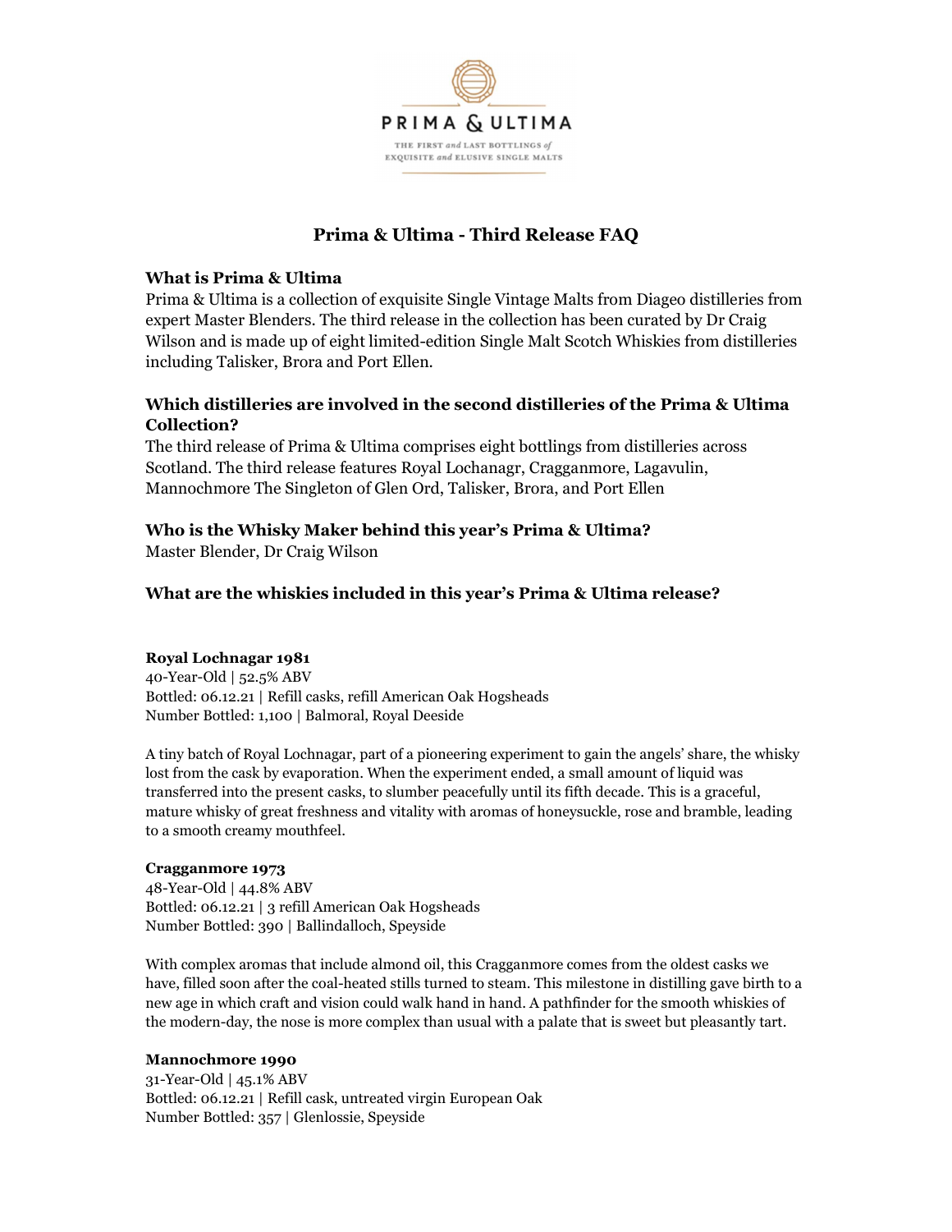PRIMA & ULTIMA

THE FIRST *and* LAST BOTTLINGS *of* EXQUISITE *and* ELUSIVE SINGLE MALTS

# Prima & Ultima - Third Release FAQ

**What is Prima & Ultima**

Prima & Ultima is a collection of exquisite Single Vintage Malts from Diageo distilleries from expert Master Blenders. The third release in the collection has been curated by Dr Craig Wilson and is made up of eight limited-edition Single Malt Scotch Whiskies from distilleries including Talisker, Brora and Port Ellen.

**Which distilleries are involved in the second distilleries of the Prima & Ultima Collection?**

The third release of Prima & Ultima comprises eight bottlings from distilleries across Scotland. The third release features Royal Lochanagr, Cragganmore, Lagavulin, Mannochmore The Singleton of Glen Ord, Talisker, Brora, and Port Ellen

**Who is the Whisky Maker behind this year's Prima & Ultima?**

Master Blender, Dr Craig Wilson

**What are the whiskies included in this year's Prima & Ultima release?**

**Royal Lochnagar 1981**

40-Year-Old | 52.5% ABV

Bottled: 06.12.21 | Refill casks, refill American Oak Hogsheads

Number Bottled: 1,100 | Balmoral, Royal Deeside

A tiny batch of Royal Lochnagar, part of a pioneering experiment to gain the angels' share, the whisky lost from the cask by evaporation. When the experiment ended, a small amount of liquid was transferred into the present casks, to slumber peacefully until its fifth decade. This is a graceful, mature whisky of great freshness and vitality with aromas of honeysuckle, rose and bramble, leading to a smooth creamy mouthfeel.

**Cragganmore 1973**

48-Year-Old | 44.8% ABV

Bottled: 06.12.21 | 3 refill American Oak Hogsheads

Number Bottled: 390 | Ballindalloch, Speyside

With complex aromas that include almond oil, this Cragganmore comes from the oldest casks we have, filled soon after the coal-heated stills turned to steam. This milestone in distilling gave birth to a new age in which craft and vision could walk hand in hand. A pathfinder for the smooth whiskies of the modern-day, the nose is more complex than usual with a palate that is sweet but pleasantly tart.

**Mannochmore 1990**

31-Year-Old | 45.1% ABV

Bottled: 06.12.21 | Refill cask, untreated virgin European Oak

Number Bottled: 357 | Glenlossie, Speyside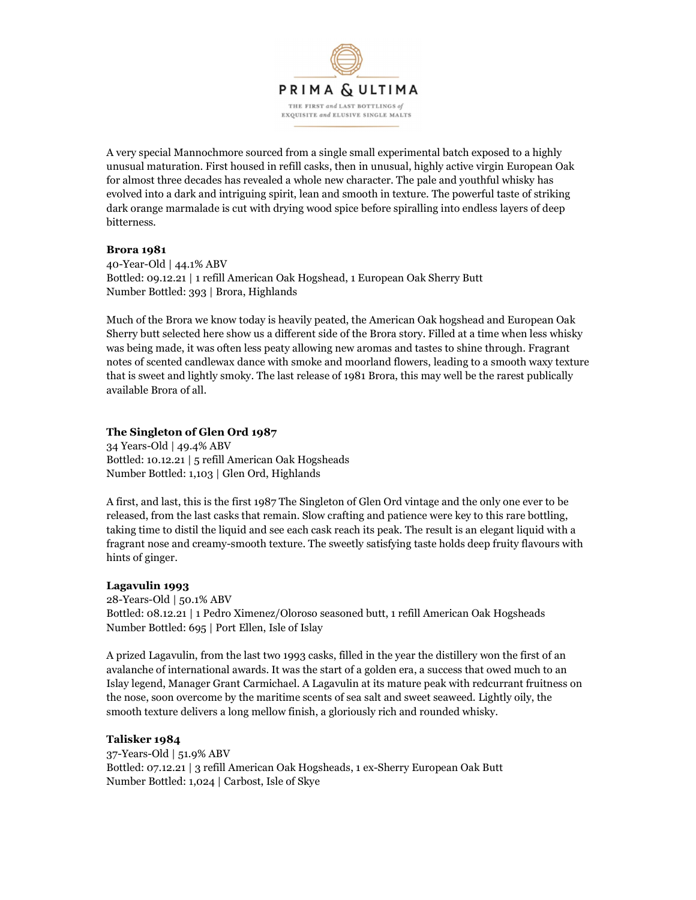A very special Mannochmore sourced from a single small experimental batch exposed to a highly unusual maturation. First housed in refill casks, then in unusual, highly active virgin European Oak for almost three decades has revealed a whole new character. The pale and youthful whisky has evolved into a dark and intriguing spirit, lean and smooth in texture. The powerful taste of striking dark orange marmalade is cut with drying wood spice before spiralling into endless layers of deep bitterness.

**Brora 1981**
40-Year-Old | 44.1% ABV
Bottled: 09.12.21 | 1 refill American Oak Hogshead, 1 European Oak Sherry Butt
Number Bottled: 393 | Brora, Highlands

Much of the Brora we know today is heavily peated, the American Oak hogshead and European Oak Sherry butt selected here show us a different side of the Brora story. Filled at a time when less whisky was being made, it was often less peaty allowing new aromas and tastes to shine through. Fragrant notes of scented candlewax dance with smoke and moorland flowers, leading to a smooth waxy texture that is sweet and lightly smoky. The last release of 1981 Brora, this may well be the rarest publically available Brora of all.

**The Singleton of Glen Ord 1987**
34 Years-Old | 49.4% ABV
Bottled: 10.12.21 | 5 refill American Oak Hogsheads
Number Bottled: 1,103 | Glen Ord, Highlands

A first, and last, this is the first 1987 The Singleton of Glen Ord vintage and the only one ever to be released, from the last casks that remain. Slow crafting and patience were key to this rare bottling, taking time to distil the liquid and see each cask reach its peak. The result is an elegant liquid with a fragrant nose and creamy-smooth texture. The sweetly satisfying taste holds deep fruity flavours with hints of ginger.

**Lagavulin 1993**
28-Years-Old | 50.1% ABV
Bottled: 08.12.21 | 1 Pedro Ximenez/Oloroso seasoned butt, 1 refill American Oak Hogsheads
Number Bottled: 695 | Port Ellen, Isle of Islay

A prized Lagavulin, from the last two 1993 casks, filled in the year the distillery won the first of an avalanche of international awards. It was the start of a golden era, a success that owed much to an Islay legend, Manager Grant Carmichael. A Lagavulin at its mature peak with redcurrant fruitness on the nose, soon overcome by the maritime scents of sea salt and sweet seaweed. Lightly oily, the smooth texture delivers a long mellow finish, a gloriously rich and rounded whisky.

**Talisker 1984**
37-Years-Old | 51.9% ABV
Bottled: 07.12.21 | 3 refill American Oak Hogsheads, 1 ex-Sherry European Oak Butt
Number Bottled: 1,024 | Carbost, Isle of Skye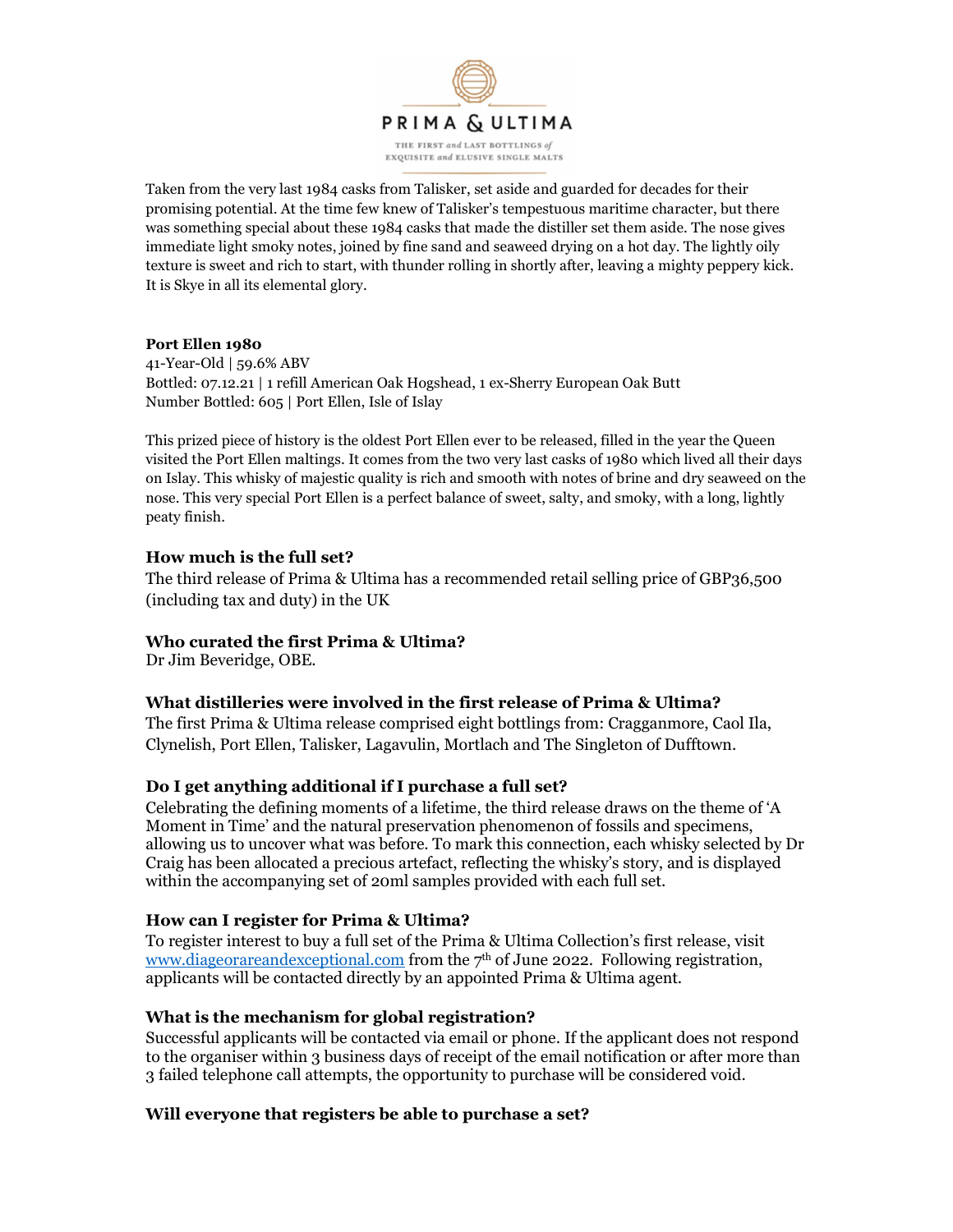PRIMA & ULTIMA

THE FIRST and LAST BOTTLINGS of EXQUISITE and ELUSIVE SINGLE MALTS

Taken from the very last 1984 casks from Talisker, set aside and guarded for decades for their promising potential. At the time few knew of Talisker's tempestuous maritime character, but there was something special about these 1984 casks that made the distiller set them aside. The nose gives immediate light smoky notes, joined by fine sand and seaweed drying on a hot day. The lightly oily texture is sweet and rich to start, with thunder rolling in shortly after, leaving a mighty peppery kick. It is Skye in all its elemental glory.

**Port Ellen 1980**
41-Year-Old | 59.6% ABV
Bottled: 07.12.21 | 1 refill American Oak Hogshead, 1 ex-Sherry European Oak Butt
Number Bottled: 605 | Port Ellen, Isle of Islay

This prized piece of history is the oldest Port Ellen ever to be released, filled in the year the Queen visited the Port Ellen maltings. It comes from the two very last casks of 1980 which lived all their days on Islay. This whisky of majestic quality is rich and smooth with notes of brine and dry seaweed on the nose. This very special Port Ellen is a perfect balance of sweet, salty, and smoky, with a long, lightly peaty finish.

### How much is the full set?

The third release of Prima & Ultima has a recommended retail selling price of GBP36,500 (including tax and duty) in the UK

### Who curated the first Prima & Ultima?

Dr Jim Beveridge, OBE.

### What distilleries were involved in the first release of Prima & Ultima?

The first Prima & Ultima release comprised eight bottlings from: Cragganmore, Caol Ila, Clynelish, Port Ellen, Talisker, Lagavulin, Mortlach and The Singleton of Dufftown.

### Do I get anything additional if I purchase a full set?

Celebrating the defining moments of a lifetime, the third release draws on the theme of 'A Moment in Time' and the natural preservation phenomenon of fossils and specimens, allowing us to uncover what was before. To mark this connection, each whisky selected by Dr Craig has been allocated a precious artefact, reflecting the whisky's story, and is displayed within the accompanying set of 20ml samples provided with each full set.

### How can I register for Prima & Ultima?

To register interest to buy a full set of the Prima & Ultima Collection's first release, visit [www.diageorareandexceptional.com](http://www.diageorareandexceptional.com) from the 7th of June 2022. Following registration, applicants will be contacted directly by an appointed Prima & Ultima agent.

### What is the mechanism for global registration?

Successful applicants will be contacted via email or phone. If the applicant does not respond to the organiser within 3 business days of receipt of the email notification or after more than 3 failed telephone call attempts, the opportunity to purchase will be considered void.

### Will everyone that registers be able to purchase a set?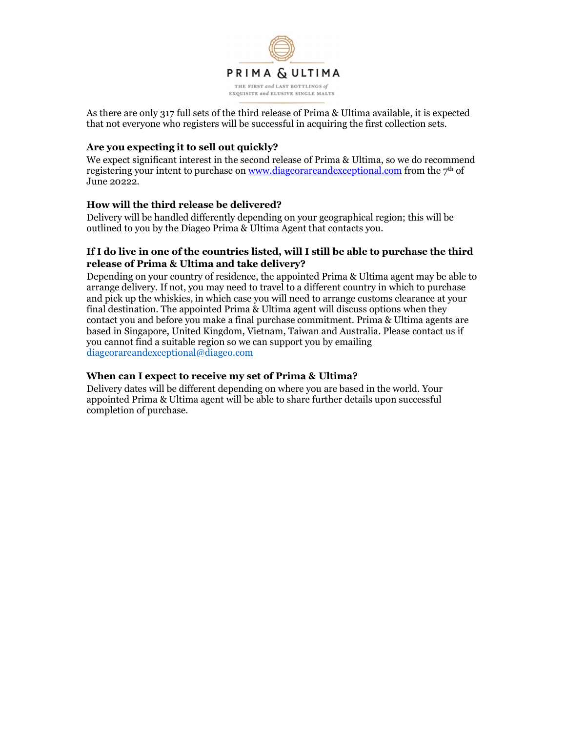PRIMA & ULTIMA

THE FIRST and LAST BOTTLINGS of EXQUISITE and ELUSIVE SINGLE MALTS

As there are only 317 full sets of the third release of Prima & Ultima available, it is expected that not everyone who registers will be successful in acquiring the first collection sets.

### Are you expecting it to sell out quickly?

We expect significant interest in the second release of Prima & Ultima, so we do recommend registering your intent to purchase on www.diageorareandexceptional.com from the 7th of June 20222.

### How will the third release be delivered?

Delivery will be handled differently depending on your geographical region; this will be outlined to you by the Diageo Prima & Ultima Agent that contacts you.

### If I do live in one of the countries listed, will I still be able to purchase the third release of Prima & Ultima and take delivery?

Depending on your country of residence, the appointed Prima & Ultima agent may be able to arrange delivery. If not, you may need to travel to a different country in which to purchase and pick up the whiskies, in which case you will need to arrange customs clearance at your final destination. The appointed Prima & Ultima agent will discuss options when they contact you and before you make a final purchase commitment. Prima & Ultima agents are based in Singapore, United Kingdom, Vietnam, Taiwan and Australia. Please contact us if you cannot find a suitable region so we can support you by emailing diageorareandexceptional@diageo.com

### When can I expect to receive my set of Prima & Ultima?

Delivery dates will be different depending on where you are based in the world. Your appointed Prima & Ultima agent will be able to share further details upon successful completion of purchase.